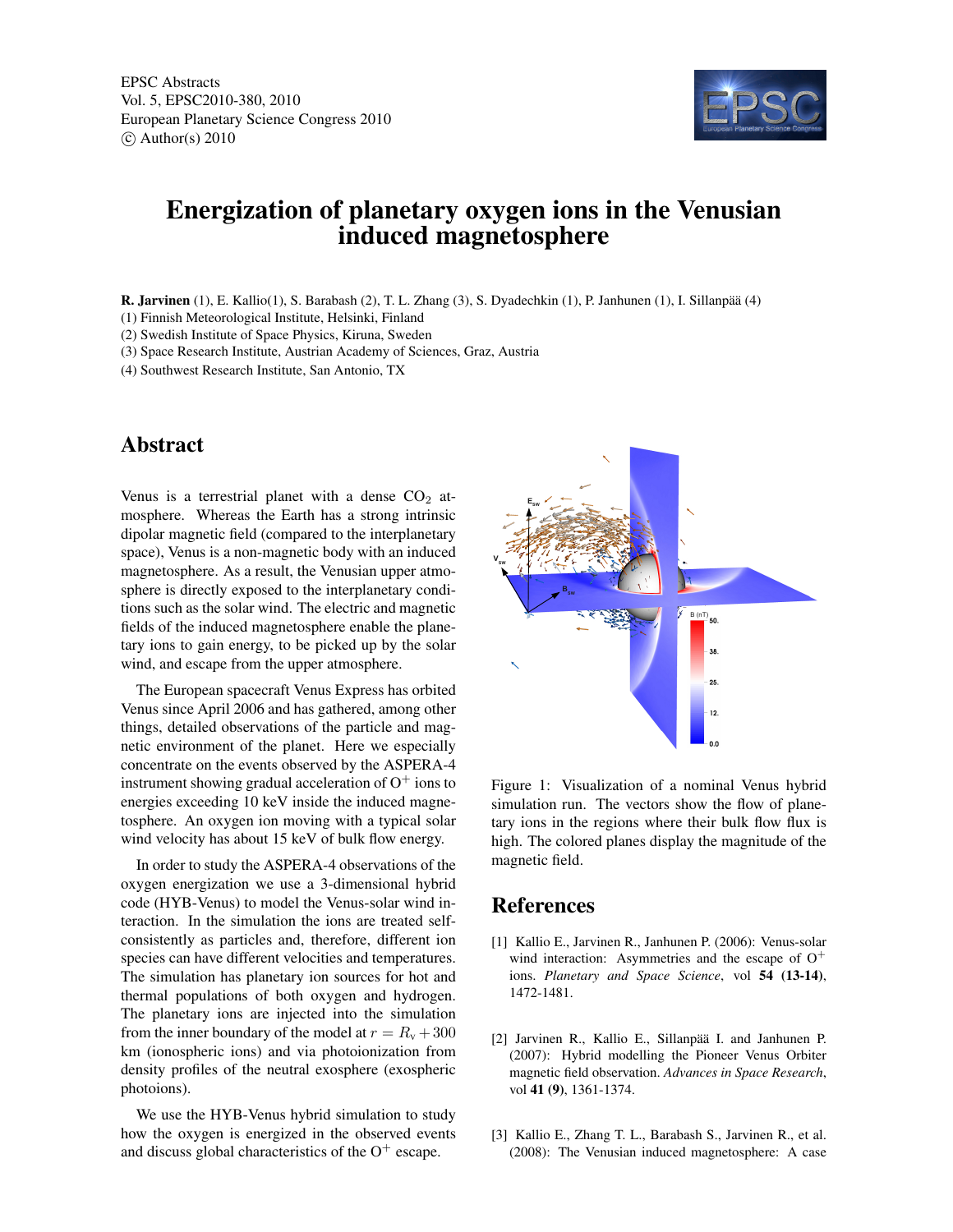EPSC Abstracts
Vol. 5, EPSC2010-380, 2010
European Planetary Science Congress 2010
© Author(s) 2010

# Energization of planetary oxygen ions in the Venusian induced magnetosphere

**R. Jarvinen** (1), E. Kallio(1), S. Barabash (2), T. L. Zhang (3), S. Dyadechkin (1), P. Janhunen (1), I. Sillanpää (4)

(1) Finnish Meteorological Institute, Helsinki, Finland
(2) Swedish Institute of Space Physics, Kiruna, Sweden
(3) Space Research Institute, Austrian Academy of Sciences, Graz, Austria
(4) Southwest Research Institute, San Antonio, TX

## Abstract

Venus is a terrestrial planet with a dense $CO_2$ atmosphere. Whereas the Earth has a strong intrinsic dipolar magnetic field (compared to the interplanetary space), Venus is a non-magnetic body with an induced magnetosphere. As a result, the Venusian upper atmosphere is directly exposed to the interplanetary conditions such as the solar wind. The electric and magnetic fields of the induced magnetosphere enable the planetary ions to gain energy, to be picked up by the solar wind, and escape from the upper atmosphere.

The European spacecraft Venus Express has orbited Venus since April 2006 and has gathered, among other things, detailed observations of the particle and magnetic environment of the planet. Here we especially concentrate on the events observed by the ASPERA-4 instrument showing gradual acceleration of $O^+$ ions to energies exceeding 10 keV inside the induced magnetosphere. An oxygen ion moving with a typical solar wind velocity has about 15 keV of bulk flow energy.

In order to study the ASPERA-4 observations of the oxygen energization we use a 3-dimensional hybrid code (HYB-Venus) to model the Venus-solar wind interaction. In the simulation the ions are treated self-consistently as particles and, therefore, different ion species can have different velocities and temperatures. The simulation has planetary ion sources for hot and thermal populations of both oxygen and hydrogen. The planetary ions are injected into the simulation from the inner boundary of the model at $r = R_v + 300$ km (ionospheric ions) and via photoionization from density profiles of the neutral exosphere (exospheric photoions).

We use the HYB-Venus hybrid simulation to study how the oxygen is energized in the observed events and discuss global characteristics of the $O^+$ escape.

Figure 1: Visualization of a nominal Venus hybrid simulation run. The vectors show the flow of planetary ions in the regions where their bulk flow flux is high. The colored planes display the magnitude of the magnetic field.

## References

[1] Kallio E., Jarvinen R., Janhunen P. (2006): Venus-solar wind interaction: Asymmetries and the escape of $O^+$ ions. *Planetary and Space Science*, vol **54** **(13-14)**, 1472-1481.

[2] Jarvinen R., Kallio E., Sillanpää I. and Janhunen P. (2007): Hybrid modelling the Pioneer Venus Orbiter magnetic field observation. *Advances in Space Research*, vol **41** **(9)**, 1361-1374.

[3] Kallio E., Zhang T. L., Barabash S., Jarvinen R., et al. (2008): The Venusian induced magnetosphere: A case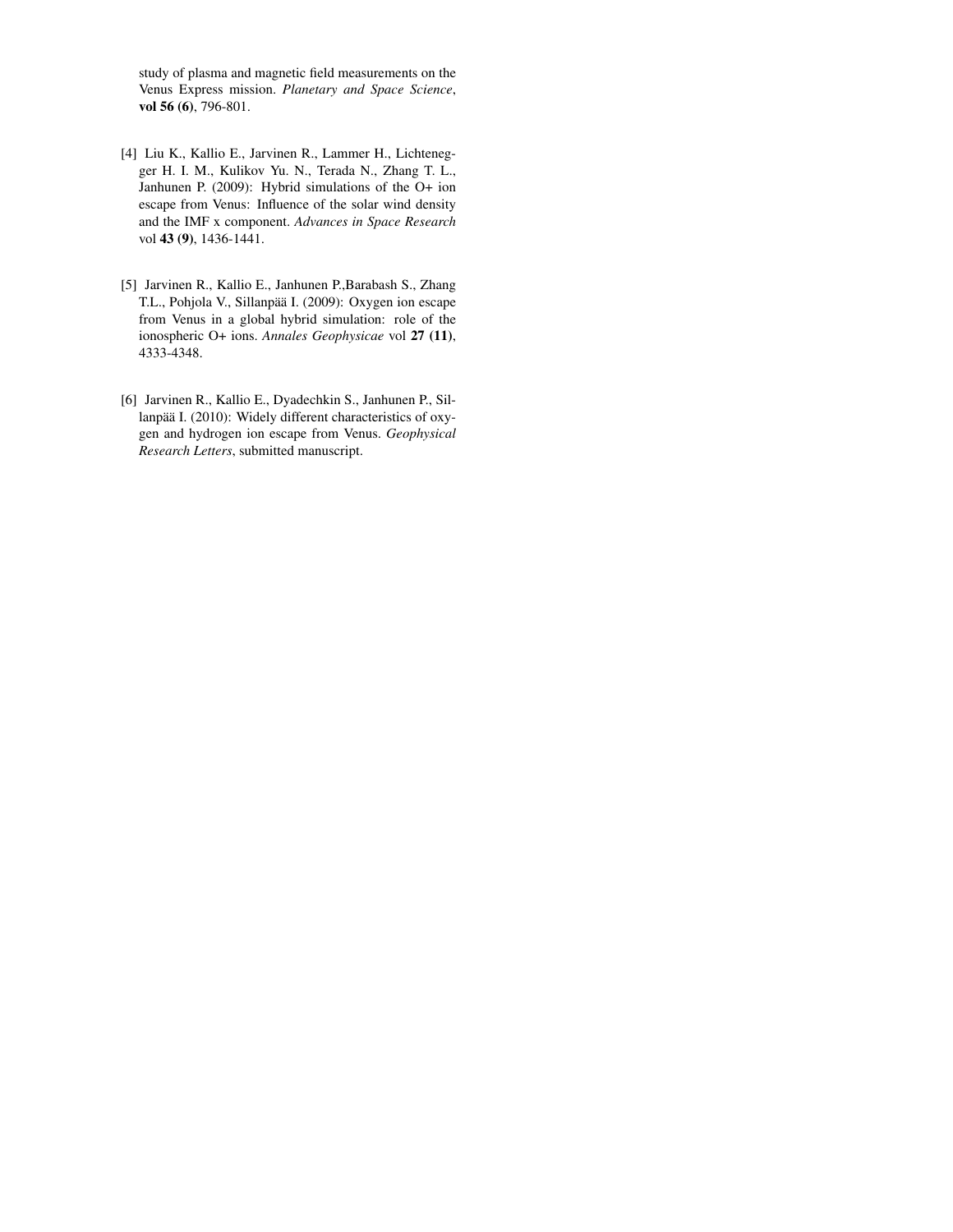study of plasma and magnetic field measurements on the Venus Express mission. *Planetary and Space Science*, **vol 56 (6)**, 796-801.

[4] Liu K., Kallio E., Jarvinen R., Lammer H., Lichtenegger H. I. M., Kulikov Yu. N., Terada N., Zhang T. L., Janhunen P. (2009): Hybrid simulations of the O+ ion escape from Venus: Influence of the solar wind density and the IMF x component. *Advances in Space Research* vol **43 (9)**, 1436-1441.

[5] Jarvinen R., Kallio E., Janhunen P.,Barabash S., Zhang T.L., Pohjola V., Sillanpää I. (2009): Oxygen ion escape from Venus in a global hybrid simulation: role of the ionospheric O+ ions. *Annales Geophysicae* vol **27 (11)**, 4333-4348.

[6] Jarvinen R., Kallio E., Dyadechkin S., Janhunen P., Sillanpää I. (2010): Widely different characteristics of oxygen and hydrogen ion escape from Venus. *Geophysical Research Letters*, submitted manuscript.